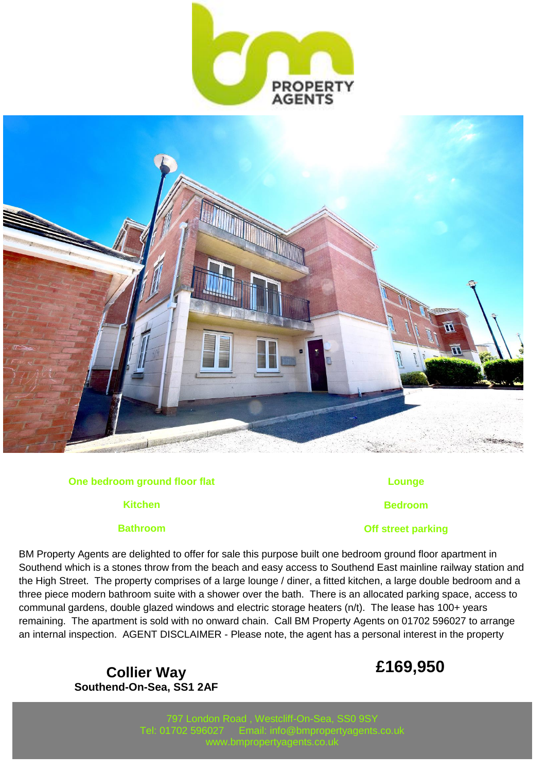**One bedroom ground floor flat**

**Lounge**

**Kitchen**

**Bedroom**

**Bathroom**

**Off street parking**

BM Property Agents are delighted to offer for sale this purpose built one bedroom ground floor apartment in Southend which is a stones throw from the beach and easy access to Southend East mainline railway station and the High Street. The property comprises of a large lounge / diner, a fitted kitchen, a large double bedroom and a three piece modern bathroom suite with a shower over the bath. There is an allocated parking space, access to communal gardens, double glazed windows and electric storage heaters (n/t). The lease has 100+ years remaining. The apartment is sold with no onward chain. Call BM Property Agents on 01702 596027 to arrange an internal inspection. AGENT DISCLAIMER - Please note, the agent has a personal interest in the property

## Collier Way

**Southend-On-Sea, SS1 2AF**

## £169,950

797 London Road , Westcliff-On-Sea, SS0 9SY
Tel: 01702 596027 Email: info@bmpropertyagents.co.uk
www.bmpropertyagents.co.uk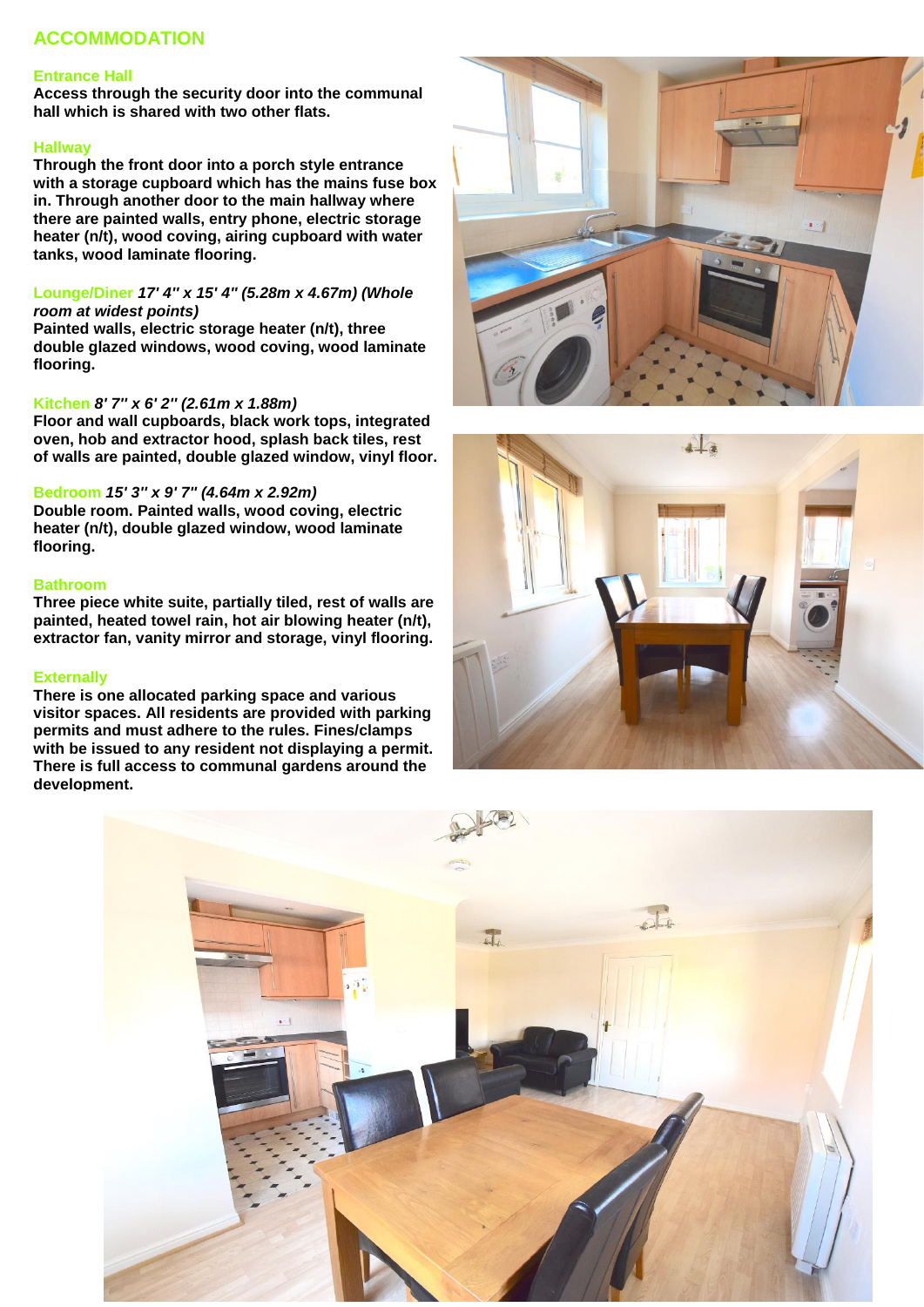## ACCOMMODATION

### Entrance Hall

**Access through the security door into the communal hall which is shared with two other flats.**

### Hallway

**Through the front door into a porch style entrance with a storage cupboard which has the mains fuse box in. Through another door to the main hallway where there are painted walls, entry phone, electric storage heater (n/t), wood coving, airing cupboard with water tanks, wood laminate flooring.**

### Lounge/Diner ***17' 4" x 15' 4" (5.28m x 4.67m) (Whole room at widest points)***

**Painted walls, electric storage heater (n/t), three double glazed windows, wood coving, wood laminate flooring.**

### Kitchen ***8' 7" x 6' 2" (2.61m x 1.88m)***

**Floor and wall cupboards, black work tops, integrated oven, hob and extractor hood, splash back tiles, rest of walls are painted, double glazed window, vinyl floor.**

### Bedroom ***15' 3" x 9' 7" (4.64m x 2.92m)***

**Double room. Painted walls, wood coving, electric heater (n/t), double glazed window, wood laminate flooring.**

### Bathroom

**Three piece white suite, partially tiled, rest of walls are painted, heated towel rain, hot air blowing heater (n/t), extractor fan, vanity mirror and storage, vinyl flooring.**

### Externally

**There is one allocated parking space and various visitor spaces. All residents are provided with parking permits and must adhere to the rules. Fines/clamps with be issued to any resident not displaying a permit. There is full access to communal gardens around the development.**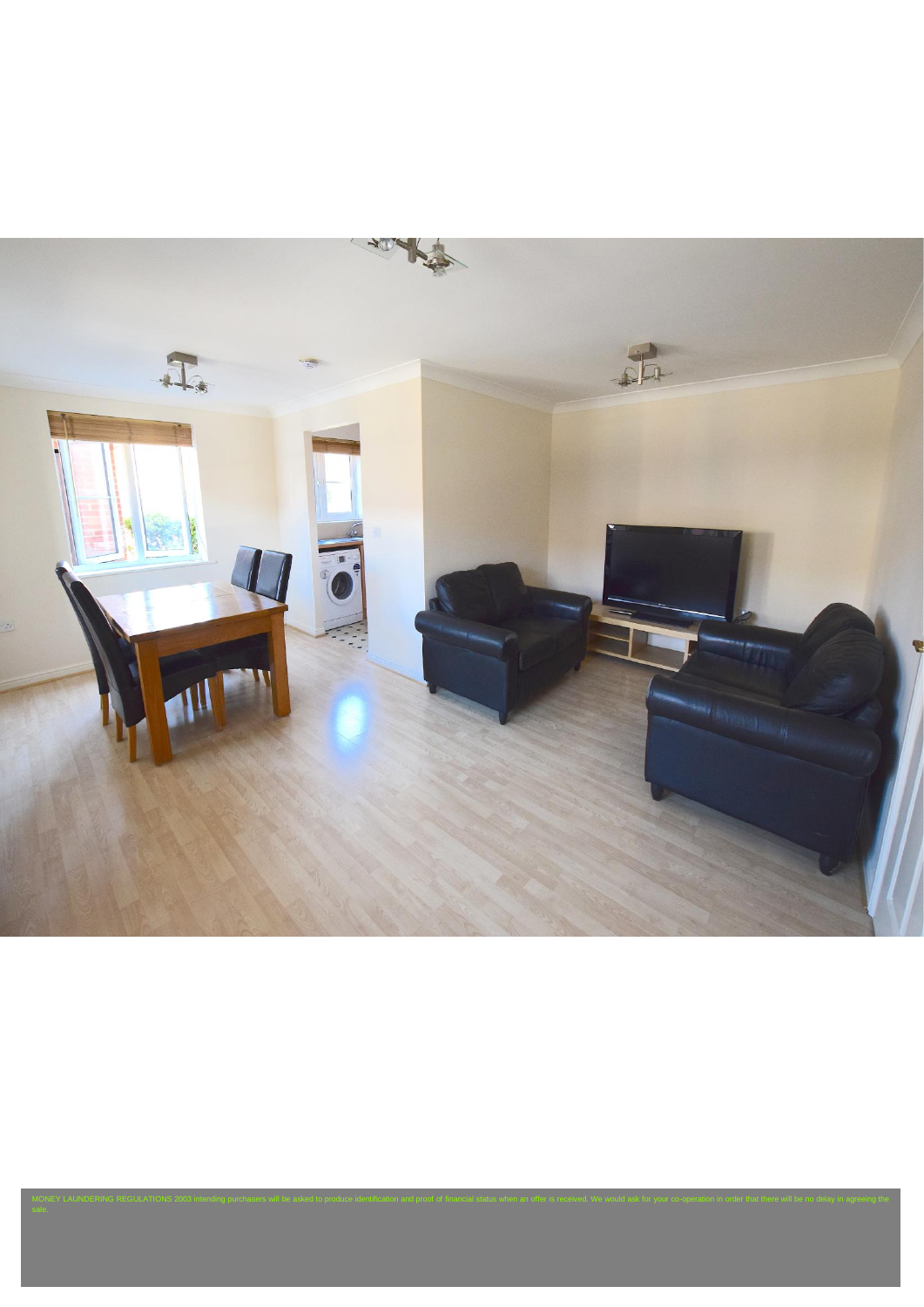MONEY LAUNDERING REGULATIONS 2003 intending purchasers will be asked to produce identification and proof of financial status when an offer is received. We would ask for your co-operation in order that there will be no delay in agreeing the sale.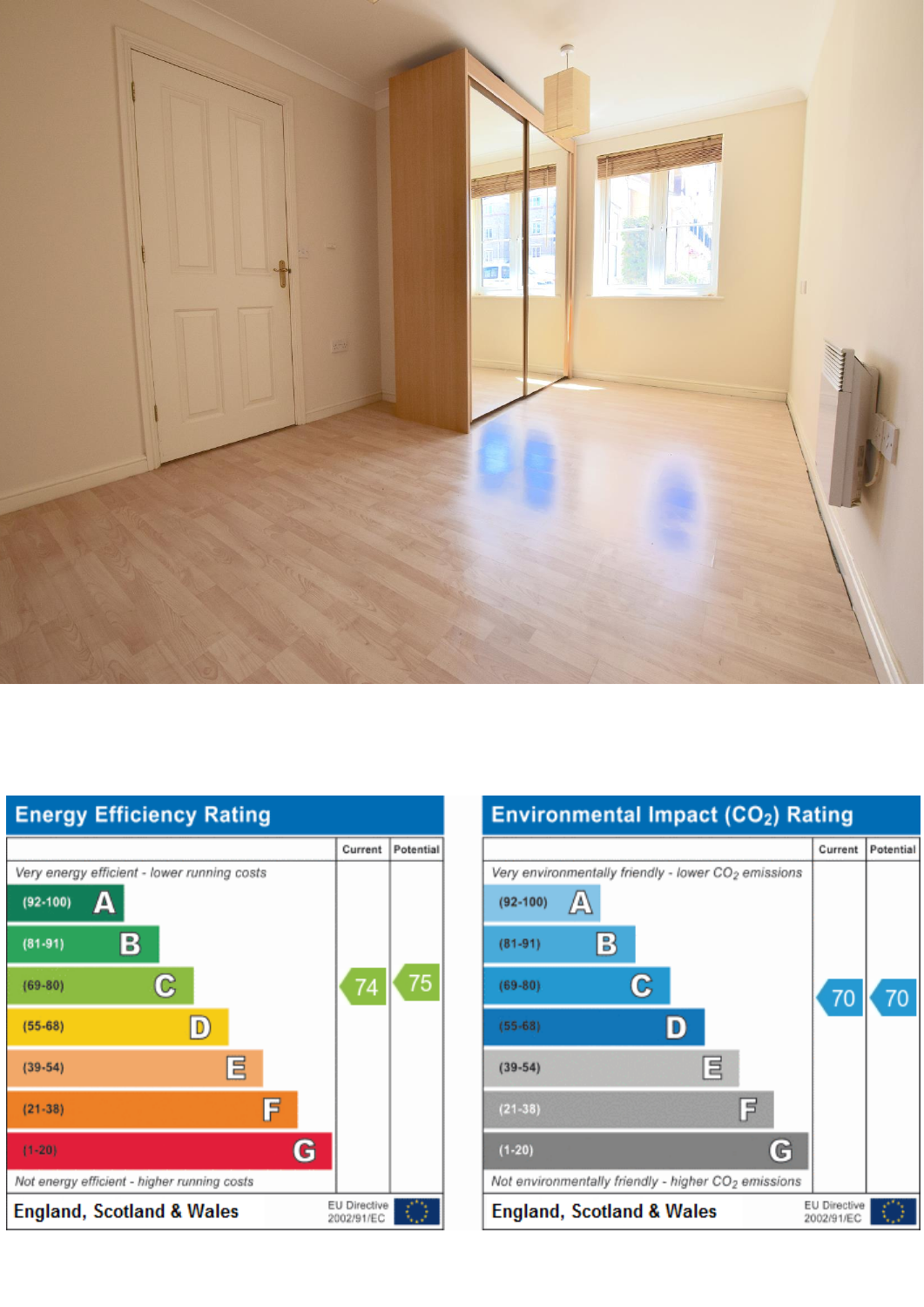Energy Efficiency Rating

Current | Potential

Very energy efficient - lower running costs

(92-100) A

(81-91) B

(69-80) C

(55-68) D

(39-54) E

(21-38) F

(1-20) G

Not energy efficient - higher running costs

74

75

England, Scotland & Wales

EU Directive 2002/91/EC

Environmental Impact ($CO_2$) Rating

Current | Potential

Very environmentally friendly - lower $CO_2$ emissions

(92-100) A

(81-91) B

(69-80) C

(55-68) D

(39-54) E

(21-38) F

(1-20) G

Not environmentally friendly - higher $CO_2$ emissions

70

70

England, Scotland & Wales

EU Directive 2002/91/EC